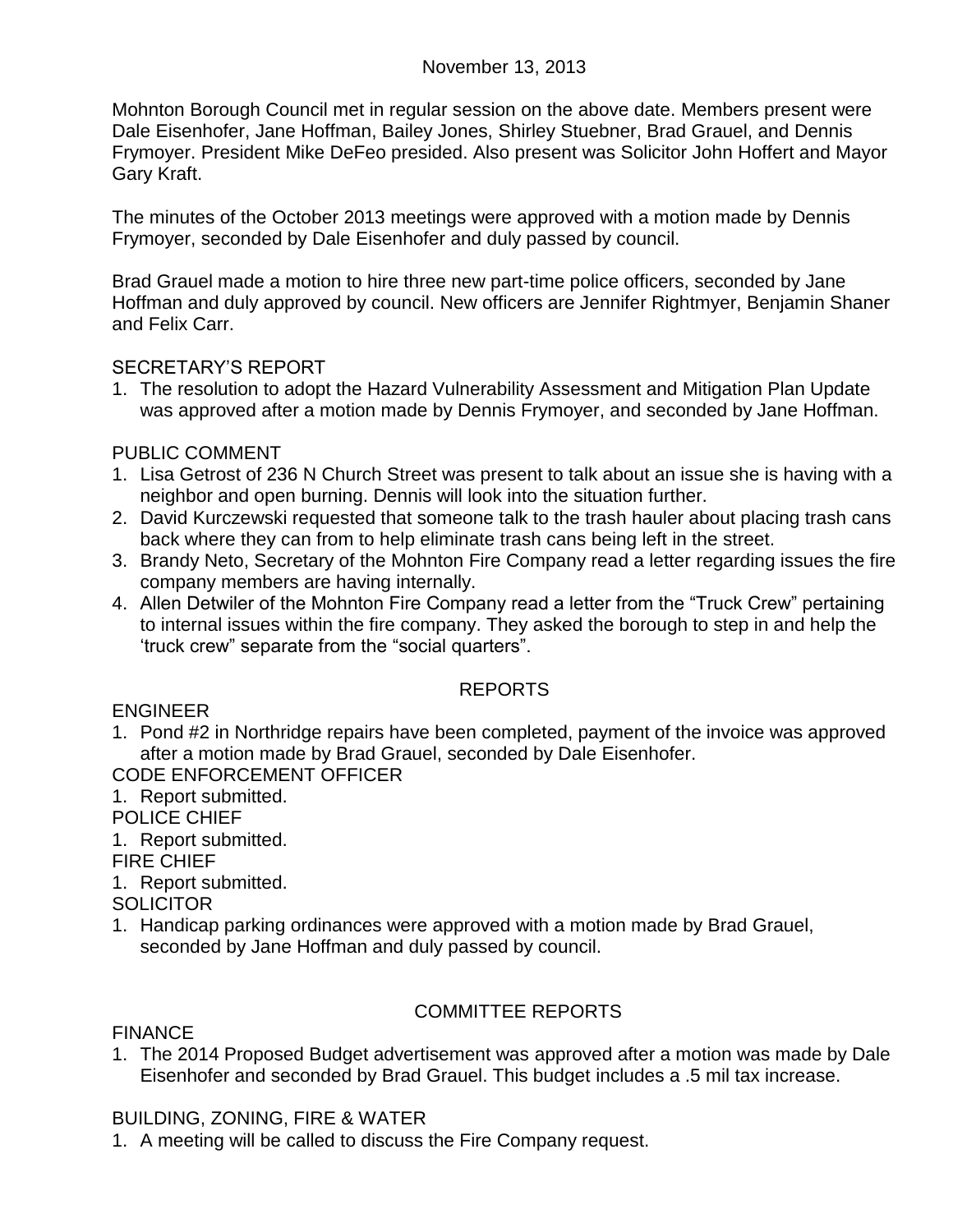November 13, 2013

Mohnton Borough Council met in regular session on the above date. Members present were Dale Eisenhofer, Jane Hoffman, Bailey Jones, Shirley Stuebner, Brad Grauel, and Dennis Frymoyer. President Mike DeFeo presided. Also present was Solicitor John Hoffert and Mayor Gary Kraft.

The minutes of the October 2013 meetings were approved with a motion made by Dennis Frymoyer, seconded by Dale Eisenhofer and duly passed by council.

Brad Grauel made a motion to hire three new part-time police officers, seconded by Jane Hoffman and duly approved by council. New officers are Jennifer Rightmyer, Benjamin Shaner and Felix Carr.

## SECRETARY'S REPORT

1. The resolution to adopt the Hazard Vulnerability Assessment and Mitigation Plan Update was approved after a motion made by Dennis Frymoyer, and seconded by Jane Hoffman.

## PUBLIC COMMENT

1. Lisa Getrost of 236 N Church Street was present to talk about an issue she is having with a neighbor and open burning. Dennis will look into the situation further.
2. David Kurczewski requested that someone talk to the trash hauler about placing trash cans back where they can from to help eliminate trash cans being left in the street.
3. Brandy Neto, Secretary of the Mohnton Fire Company read a letter regarding issues the fire company members are having internally.
4. Allen Detwiler of the Mohnton Fire Company read a letter from the "Truck Crew" pertaining to internal issues within the fire company. They asked the borough to step in and help the 'truck crew" separate from the "social quarters".

## REPORTS

### ENGINEER

1. Pond #2 in Northridge repairs have been completed, payment of the invoice was approved after a motion made by Brad Grauel, seconded by Dale Eisenhofer.

### CODE ENFORCEMENT OFFICER

1. Report submitted.

### POLICE CHIEF

1. Report submitted.

### FIRE CHIEF

1. Report submitted.

### SOLICITOR

1. Handicap parking ordinances were approved with a motion made by Brad Grauel, seconded by Jane Hoffman and duly passed by council.

## COMMITTEE REPORTS

### FINANCE

1. The 2014 Proposed Budget advertisement was approved after a motion was made by Dale Eisenhofer and seconded by Brad Grauel. This budget includes a .5 mil tax increase.

### BUILDING, ZONING, FIRE & WATER

1. A meeting will be called to discuss the Fire Company request.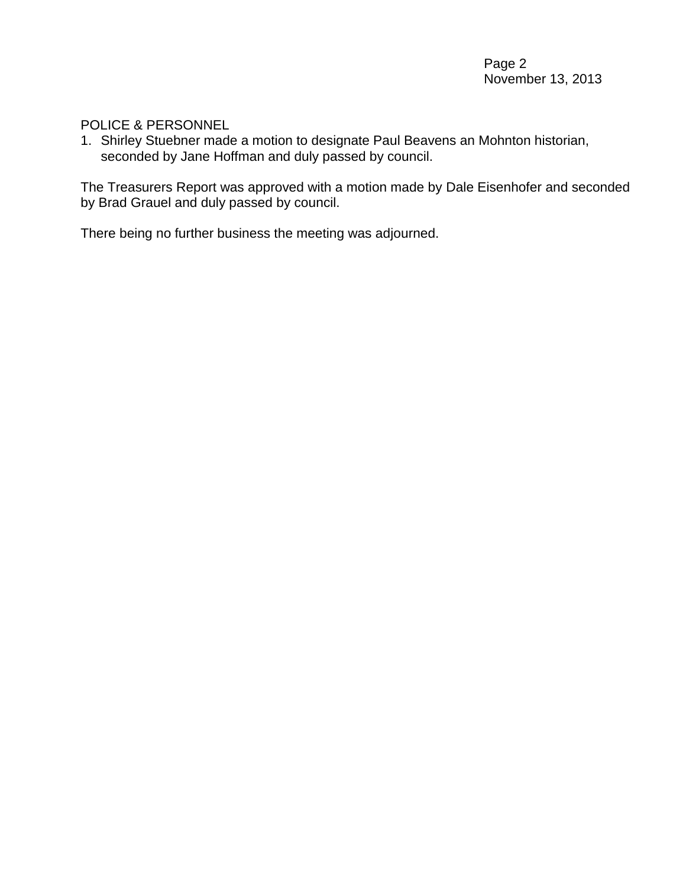POLICE & PERSONNEL

1. Shirley Stuebner made a motion to designate Paul Beavens an Mohnton historian, seconded by Jane Hoffman and duly passed by council.

The Treasurers Report was approved with a motion made by Dale Eisenhofer and seconded by Brad Grauel and duly passed by council.

There being no further business the meeting was adjourned.